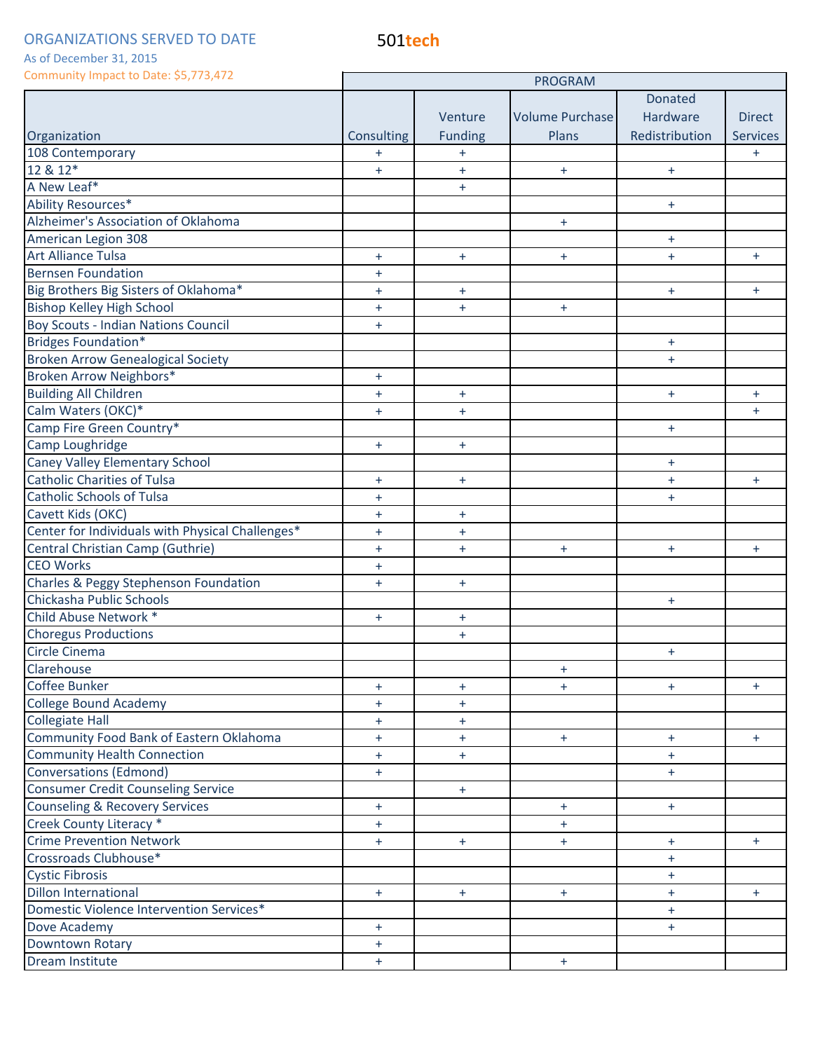# ORGANIZATIONS SERVED TO DATE

501tech

As of December 31, 2015

Community Impact to Date: $5,773,472

| | PROGRAM | | | | |
|---|---|---|---|---|---|
| Organization | Consulting | Venture Funding | Volume Purchase Plans | Donated Hardware Redistribution | Direct Services |
| 108 Contemporary | + | + | | | + |
| 12 & 12* | + | + | + | + | |
| A New Leaf* | | + | | | |
| Ability Resources* | | | | + | |
| Alzheimer's Association of Oklahoma | | | + | | |
| American Legion 308 | | | | + | |
| Art Alliance Tulsa | + | + | + | + | + |
| Bernsen Foundation | + | | | | |
| Big Brothers Big Sisters of Oklahoma* | + | + | | + | + |
| Bishop Kelley High School | + | + | + | | |
| Boy Scouts - Indian Nations Council | + | | | | |
| Bridges Foundation* | | | | + | |
| Broken Arrow Genealogical Society | | | | + | |
| Broken Arrow Neighbors* | + | | | | |
| Building All Children | + | + | | + | + |
| Calm Waters (OKC)* | + | + | | | + |
| Camp Fire Green Country* | | | | + | |
| Camp Loughridge | + | + | | | |
| Caney Valley Elementary School | | | | + | |
| Catholic Charities of Tulsa | + | + | | + | + |
| Catholic Schools of Tulsa | + | | | + | |
| Cavett Kids (OKC) | + | + | | | |
| Center for Individuals with Physical Challenges* | + | + | | | |
| Central Christian Camp (Guthrie) | + | + | + | + | + |
| CEO Works | + | | | | |
| Charles & Peggy Stephenson Foundation | + | + | | | |
| Chickasha Public Schools | | | | + | |
| Child Abuse Network * | + | + | | | |
| Choregus Productions | | + | | | |
| Circle Cinema | | | | + | |
| Clarehouse | | | + | | |
| Coffee Bunker | + | + | + | + | + |
| College Bound Academy | + | + | | | |
| Collegiate Hall | + | + | | | |
| Community Food Bank of Eastern Oklahoma | + | + | + | + | + |
| Community Health Connection | + | + | | + | |
| Conversations (Edmond) | + | | | + | |
| Consumer Credit Counseling Service | | + | | | |
| Counseling & Recovery Services | + | | + | + | |
| Creek County Literacy * | + | | + | | |
| Crime Prevention Network | + | + | + | + | + |
| Crossroads Clubhouse* | | | | + | |
| Cystic Fibrosis | | | | + | |
| Dillon International | + | + | + | + | + |
| Domestic Violence Intervention Services* | | | | + | |
| Dove Academy | + | | | + | |
| Downtown Rotary | + | | | | |
| Dream Institute | + | | + | | |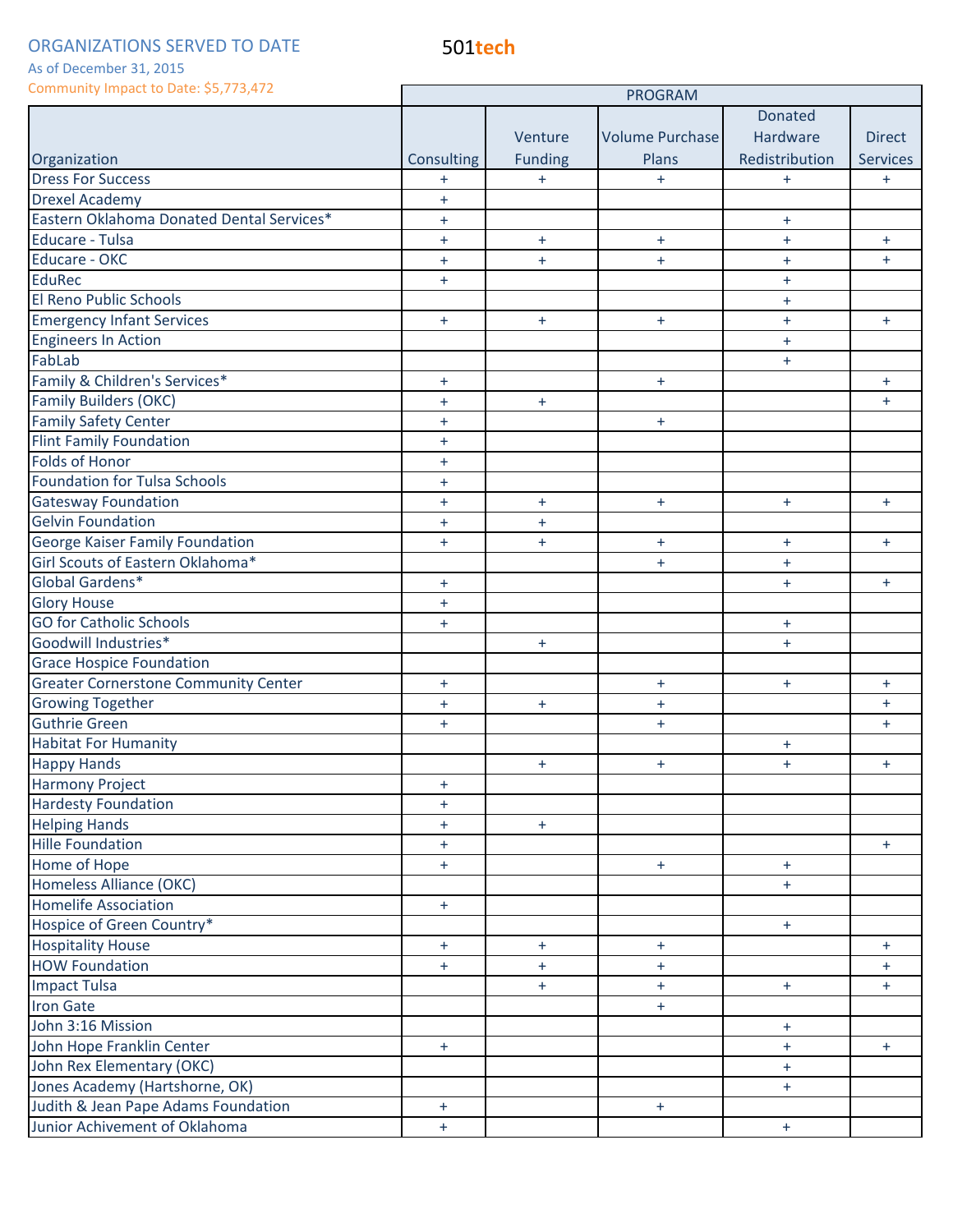ORGANIZATIONS SERVED TO DATE

As of December 31, 2015

Community Impact to Date: $5,773,472

501tech

| | PROGRAM | | | | |
|---|---|---|---|---|---|
| Organization | Consulting | Venture Funding | Volume Purchase Plans | Donated Hardware Redistribution | Direct Services |
| Dress For Success | + | + | + | + | + |
| Drexel Academy | + | | | | |
| Eastern Oklahoma Donated Dental Services* | + | | | + | |
| Educare - Tulsa | + | + | + | + | + |
| Educare - OKC | + | + | + | + | + |
| EduRec | + | | | + | |
| El Reno Public Schools | | | | + | |
| Emergency Infant Services | + | + | + | + | + |
| Engineers In Action | | | | + | |
| FabLab | | | | + | |
| Family & Children's Services* | + | | + | | + |
| Family Builders (OKC) | + | + | | | + |
| Family Safety Center | + | | + | | |
| Flint Family Foundation | + | | | | |
| Folds of Honor | + | | | | |
| Foundation for Tulsa Schools | + | | | | |
| Gatesway Foundation | + | + | + | + | + |
| Gelvin Foundation | + | + | | | |
| George Kaiser Family Foundation | + | + | + | + | + |
| Girl Scouts of Eastern Oklahoma* | | | + | + | |
| Global Gardens* | + | | | + | + |
| Glory House | + | | | | |
| GO for Catholic Schools | + | | | + | |
| Goodwill Industries* | | + | | + | |
| Grace Hospice Foundation | | | | | |
| Greater Cornerstone Community Center | + | | + | + | + |
| Growing Together | + | + | + | | + |
| Guthrie Green | + | | + | | + |
| Habitat For Humanity | | | | + | |
| Happy Hands | | + | + | + | + |
| Harmony Project | + | | | | |
| Hardesty Foundation | + | | | | |
| Helping Hands | + | + | | | |
| Hille Foundation | + | | | | + |
| Home of Hope | + | | + | + | |
| Homeless Alliance (OKC) | | | | + | |
| Homelife Association | + | | | | |
| Hospice of Green Country* | | | | + | |
| Hospitality House | + | + | + | | + |
| HOW Foundation | + | + | + | | + |
| Impact Tulsa | | + | + | + | + |
| Iron Gate | | | + | | |
| John 3:16 Mission | | | | + | |
| John Hope Franklin Center | + | | | + | + |
| John Rex Elementary (OKC) | | | | + | |
| Jones Academy (Hartshorne, OK) | | | | + | |
| Judith & Jean Pape Adams Foundation | + | | + | | |
| Junior Achivement of Oklahoma | + | | | + | |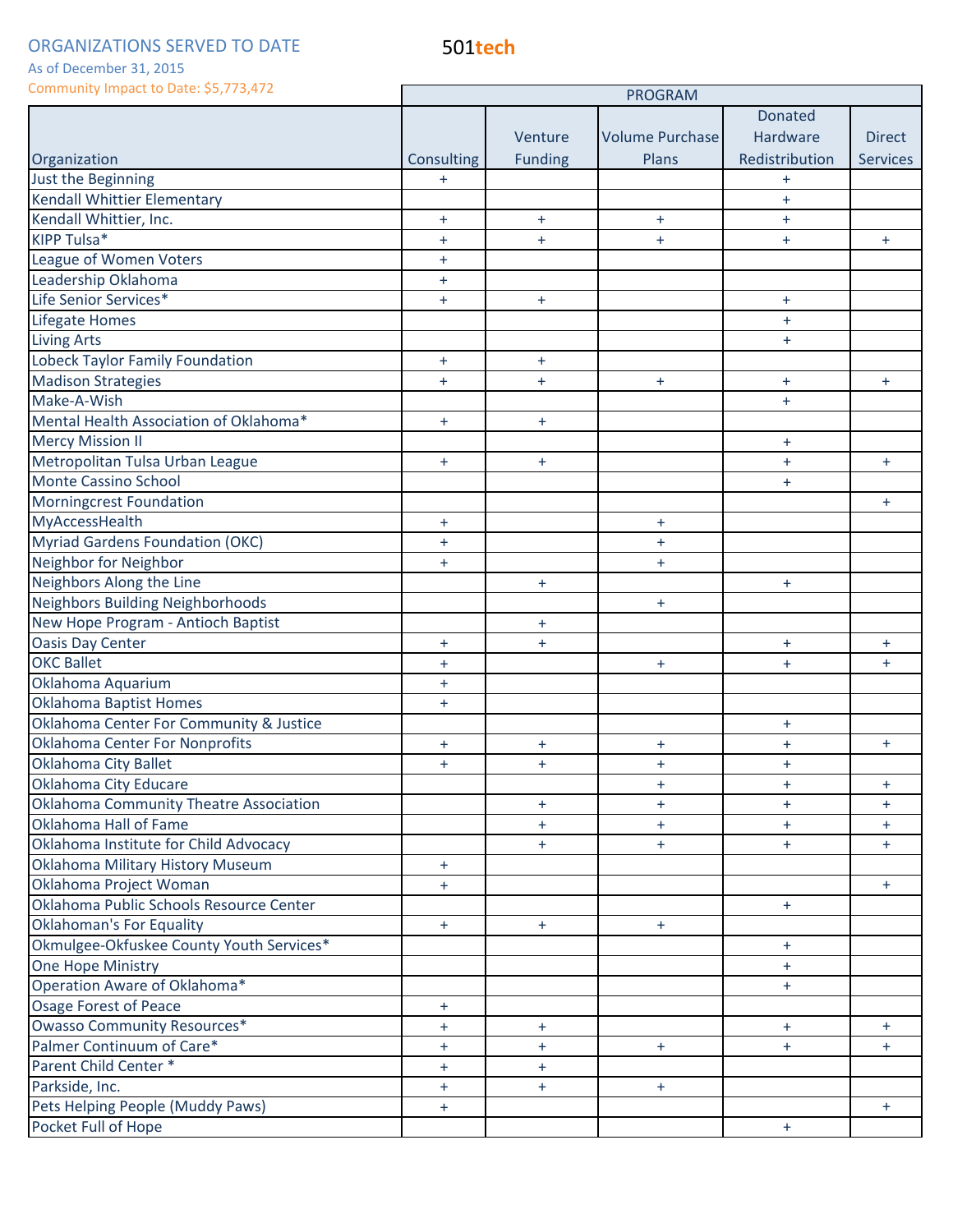ORGANIZATIONS SERVED TO DATE

501tech

As of December 31, 2015

Community Impact to Date: $5,773,472

| | PROGRAM | | | | |
|---|---|---|---|---|---|
| Organization | Consulting | Venture Funding | Volume Purchase Plans | Donated Hardware Redistribution | Direct Services |
| Just the Beginning | + | | | + | |
| Kendall Whittier Elementary | | | | + | |
| Kendall Whittier, Inc. | + | + | + | + | |
| KIPP Tulsa* | + | + | + | + | + |
| League of Women Voters | + | | | | |
| Leadership Oklahoma | + | | | | |
| Life Senior Services* | + | + | | + | |
| Lifegate Homes | | | | + | |
| Living Arts | | | | + | |
| Lobeck Taylor Family Foundation | + | + | | | |
| Madison Strategies | + | + | + | + | + |
| Make-A-Wish | | | | + | |
| Mental Health Association of Oklahoma* | + | + | | | |
| Mercy Mission II | | | | + | |
| Metropolitan Tulsa Urban League | + | + | | + | + |
| Monte Cassino School | | | | + | |
| Morningcrest Foundation | | | | | + |
| MyAccessHealth | + | | + | | |
| Myriad Gardens Foundation (OKC) | + | | + | | |
| Neighbor for Neighbor | + | | + | | |
| Neighbors Along the Line | | + | | + | |
| Neighbors Building Neighborhoods | | | + | | |
| New Hope Program - Antioch Baptist | | + | | | |
| Oasis Day Center | + | + | | + | + |
| OKC Ballet | + | | + | + | + |
| Oklahoma Aquarium | + | | | | |
| Oklahoma Baptist Homes | + | | | | |
| Oklahoma Center For Community & Justice | | | | + | |
| Oklahoma Center For Nonprofits | + | + | + | + | + |
| Oklahoma City Ballet | + | + | + | + | |
| Oklahoma City Educare | | | + | + | + |
| Oklahoma Community Theatre Association | | + | + | + | + |
| Oklahoma Hall of Fame | | + | + | + | + |
| Oklahoma Institute for Child Advocacy | | + | + | + | + |
| Oklahoma Military History Museum | + | | | | |
| Oklahoma Project Woman | + | | | | + |
| Oklahoma Public Schools Resource Center | | | | + | |
| Oklahoman's For Equality | + | + | + | | |
| Okmulgee-Okfuskee County Youth Services* | | | | + | |
| One Hope Ministry | | | | + | |
| Operation Aware of Oklahoma* | | | | + | |
| Osage Forest of Peace | + | | | | |
| Owasso Community Resources* | + | + | | + | + |
| Palmer Continuum of Care* | + | + | + | + | + |
| Parent Child Center * | + | + | | | |
| Parkside, Inc. | + | + | + | | |
| Pets Helping People (Muddy Paws) | + | | | | + |
| Pocket Full of Hope | | | | + | |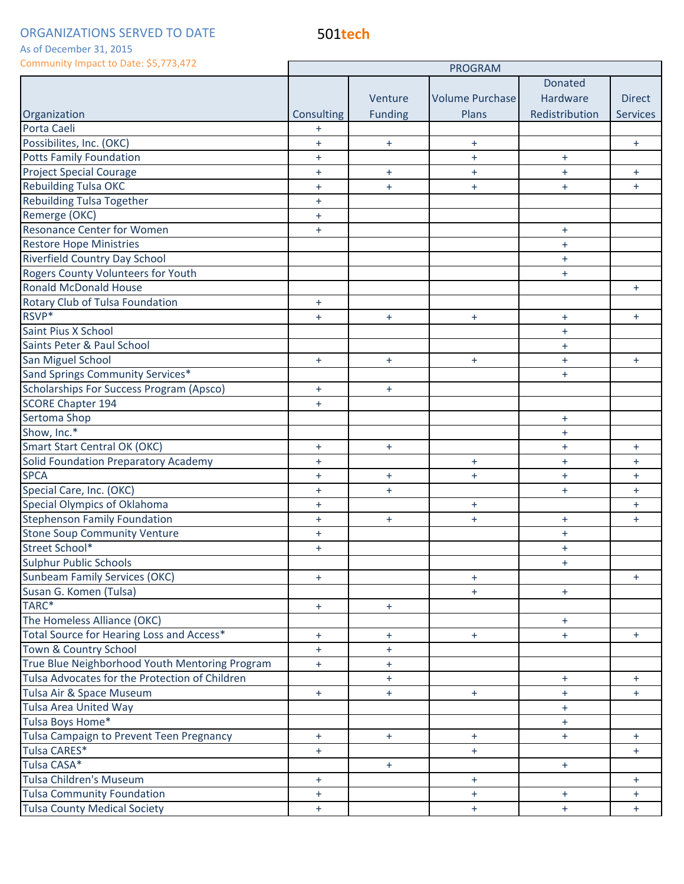ORGANIZATIONS SERVED TO DATE

As of December 31, 2015

Community Impact to Date: $5,773,472

501tech

| | PROGRAM | | | | |
|---|---|---|---|---|---|
| Organization | Consulting | Venture Funding | Volume Purchase Plans | Donated Hardware Redistribution | Direct Services |
| Porta Caeli | + | | | | |
| Possibilites, Inc. (OKC) | + | + | + | | + |
| Potts Family Foundation | + | | + | + | |
| Project Special Courage | + | + | + | + | + |
| Rebuilding Tulsa OKC | + | + | + | + | + |
| Rebuilding Tulsa Together | + | | | | |
| Remerge (OKC) | + | | | | |
| Resonance Center for Women | + | | | + | |
| Restore Hope Ministries | | | | + | |
| Riverfield Country Day School | | | | + | |
| Rogers County Volunteers for Youth | | | | + | |
| Ronald McDonald House | | | | | + |
| Rotary Club of Tulsa Foundation | + | | | | |
| RSVP* | + | + | + | + | + |
| Saint Pius X School | | | | + | |
| Saints Peter & Paul School | | | | + | |
| San Miguel School | + | + | + | + | + |
| Sand Springs Community Services* | | | | + | |
| Scholarships For Success Program (Apsco) | + | + | | | |
| SCORE Chapter 194 | + | | | | |
| Sertoma Shop | | | | + | |
| Show, Inc.* | | | | + | |
| Smart Start Central OK (OKC) | + | + | | + | + |
| Solid Foundation Preparatory Academy | + | | + | + | + |
| SPCA | + | + | + | + | + |
| Special Care, Inc. (OKC) | + | + | | + | + |
| Special Olympics of Oklahoma | + | | + | | + |
| Stephenson Family Foundation | + | + | + | + | + |
| Stone Soup Community Venture | + | | | + | |
| Street School* | + | | | + | |
| Sulphur Public Schools | | | | + | |
| Sunbeam Family Services (OKC) | + | | + | | + |
| Susan G. Komen (Tulsa) | | | + | + | |
| TARC* | + | + | | | |
| The Homeless Alliance (OKC) | | | | + | |
| Total Source for Hearing Loss and Access* | + | + | + | + | + |
| Town & Country School | + | + | | | |
| True Blue Neighborhood Youth Mentoring Program | + | + | | | |
| Tulsa Advocates for the Protection of Children | | + | | + | + |
| Tulsa Air & Space Museum | + | + | + | + | + |
| Tulsa Area United Way | | | | + | |
| Tulsa Boys Home* | | | | + | |
| Tulsa Campaign to Prevent Teen Pregnancy | + | + | + | + | + |
| Tulsa CARES* | + | | + | | + |
| Tulsa CASA* | | + | | + | |
| Tulsa Children's Museum | + | | + | | + |
| Tulsa Community Foundation | + | | + | + | + |
| Tulsa County Medical Society | + | | + | + | + |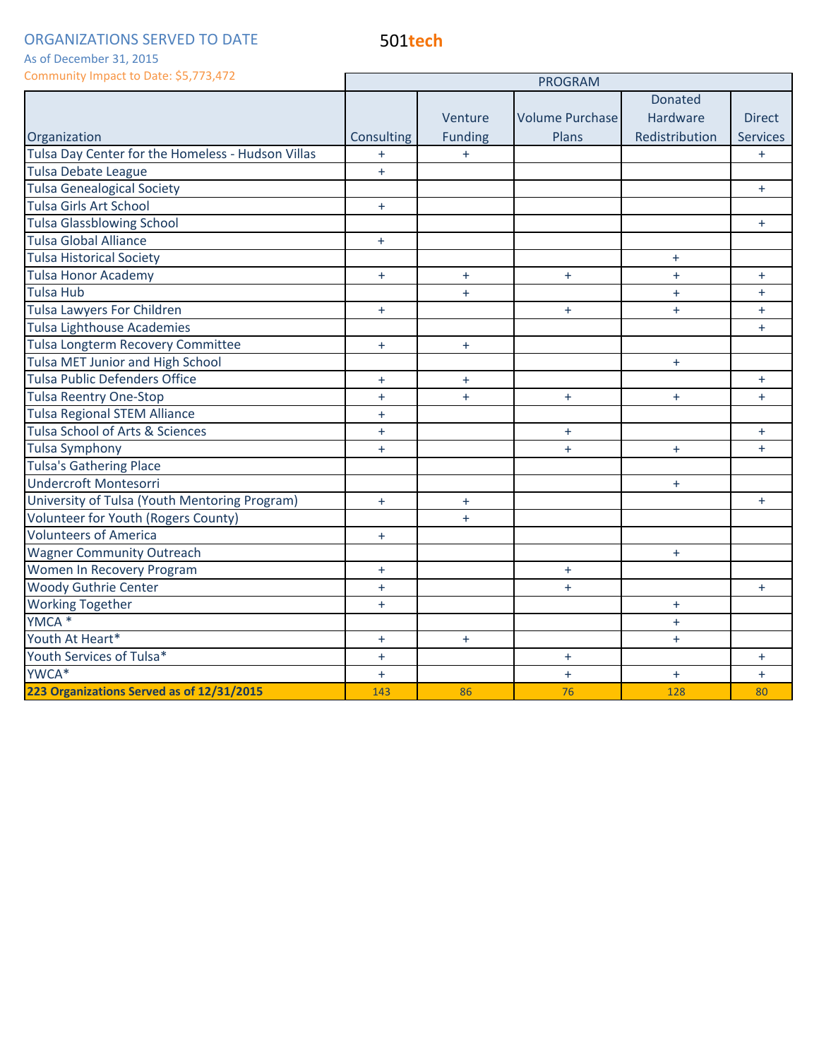ORGANIZATIONS SERVED TO DATE

501tech

As of December 31, 2015

Community Impact to Date: $5,773,472

| Organization | Consulting | Venture Funding | Volume Purchase Plans | Donated Hardware Redistribution | Direct Services |
|---|---|---|---|---|---|
| | PROGRAM | | | | |
| Tulsa Day Center for the Homeless - Hudson Villas | + | + | | | + |
| Tulsa Debate League | + | | | | |
| Tulsa Genealogical Society | | | | | + |
| Tulsa Girls Art School | + | | | | |
| Tulsa Glassblowing School | | | | | + |
| Tulsa Global Alliance | + | | | | |
| Tulsa Historical Society | | | | + | |
| Tulsa Honor Academy | + | + | + | + | + |
| Tulsa Hub | | + | | + | + |
| Tulsa Lawyers For Children | + | | + | + | + |
| Tulsa Lighthouse Academies | | | | | + |
| Tulsa Longterm Recovery Committee | + | + | | | |
| Tulsa MET Junior and High School | | | | + | |
| Tulsa Public Defenders Office | + | + | | | + |
| Tulsa Reentry One-Stop | + | + | + | + | + |
| Tulsa Regional STEM Alliance | + | | | | |
| Tulsa School of Arts & Sciences | + | | + | | + |
| Tulsa Symphony | + | | + | + | + |
| Tulsa's Gathering Place | | | | | |
| Undercroft Montesorri | | | | + | |
| University of Tulsa (Youth Mentoring Program) | + | + | | | + |
| Volunteer for Youth (Rogers County) | | + | | | |
| Volunteers of America | + | | | | |
| Wagner Community Outreach | | | | + | |
| Women In Recovery Program | + | | + | | |
| Woody Guthrie Center | + | | + | | + |
| Working Together | + | | | + | |
| YMCA * | | | | + | |
| Youth At Heart* | + | + | | + | |
| Youth Services of Tulsa* | + | | + | | + |
| YWCA* | + | | + | + | + |
| **223 Organizations Served as of 12/31/2015** | 143 | 86 | 76 | 128 | 80 |